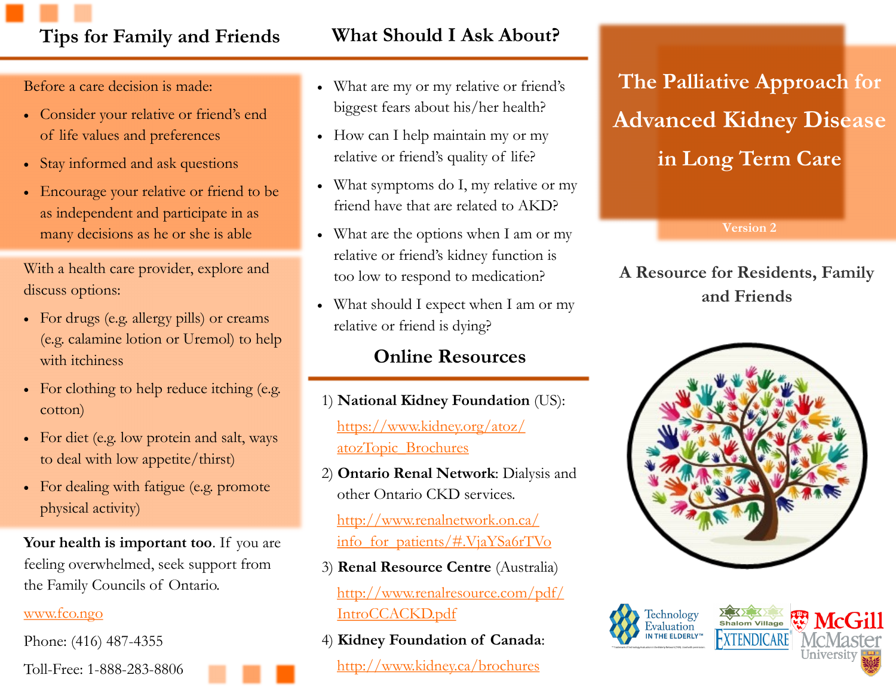## Tips for Family and Friends

Before a care decision is made:

- Consider your relative or friend's end of life values and preferences
- Stay informed and ask questions
- Encourage your relative or friend to be as independent and participate in as many decisions as he or she is able

With a health care provider, explore and discuss options:

- For drugs (e.g. allergy pills) or creams (e.g. calamine lotion or Uremol) to help with itchiness
- For clothing to help reduce itching (e.g. cotton)
- For diet (e.g. low protein and salt, ways to deal with low appetite/thirst)
- For dealing with fatigue (e.g. promote physical activity)

**Your health is important too**. If you are feeling overwhelmed, seek support from the Family Councils of Ontario.

www.fco.ngo

Phone: (416) 487-4355

Toll-Free: 1-888-283-8806

## What Should I Ask About?

- What are my or my relative or friend's biggest fears about his/her health?
- How can I help maintain my or my relative or friend's quality of life?
- What symptoms do I, my relative or my friend have that are related to AKD?
- What are the options when I am or my relative or friend's kidney function is too low to respond to medication?
- What should I expect when I am or my relative or friend is dying?

## Online Resources

1) **National Kidney Foundation** (US): https://www.kidney.org/atoz/atozTopic_Brochures
2) **Ontario Renal Network**: Dialysis and other Ontario CKD services. http://www.renalnetwork.on.ca/info_for_patients/#.VjaYSa6rTVo
3) **Renal Resource Centre** (Australia) http://www.renalresource.com/pdf/IntroCCACKD.pdf
4) **Kidney Foundation of Canada**: http://www.kidney.ca/brochures

# The Palliative Approach for Advanced Kidney Disease in Long Term Care

Version 2

### A Resource for Residents, Family and Friends

Technology Evaluation in the Elderly™

Shalom Village

Extendicare

McGill

McMaster University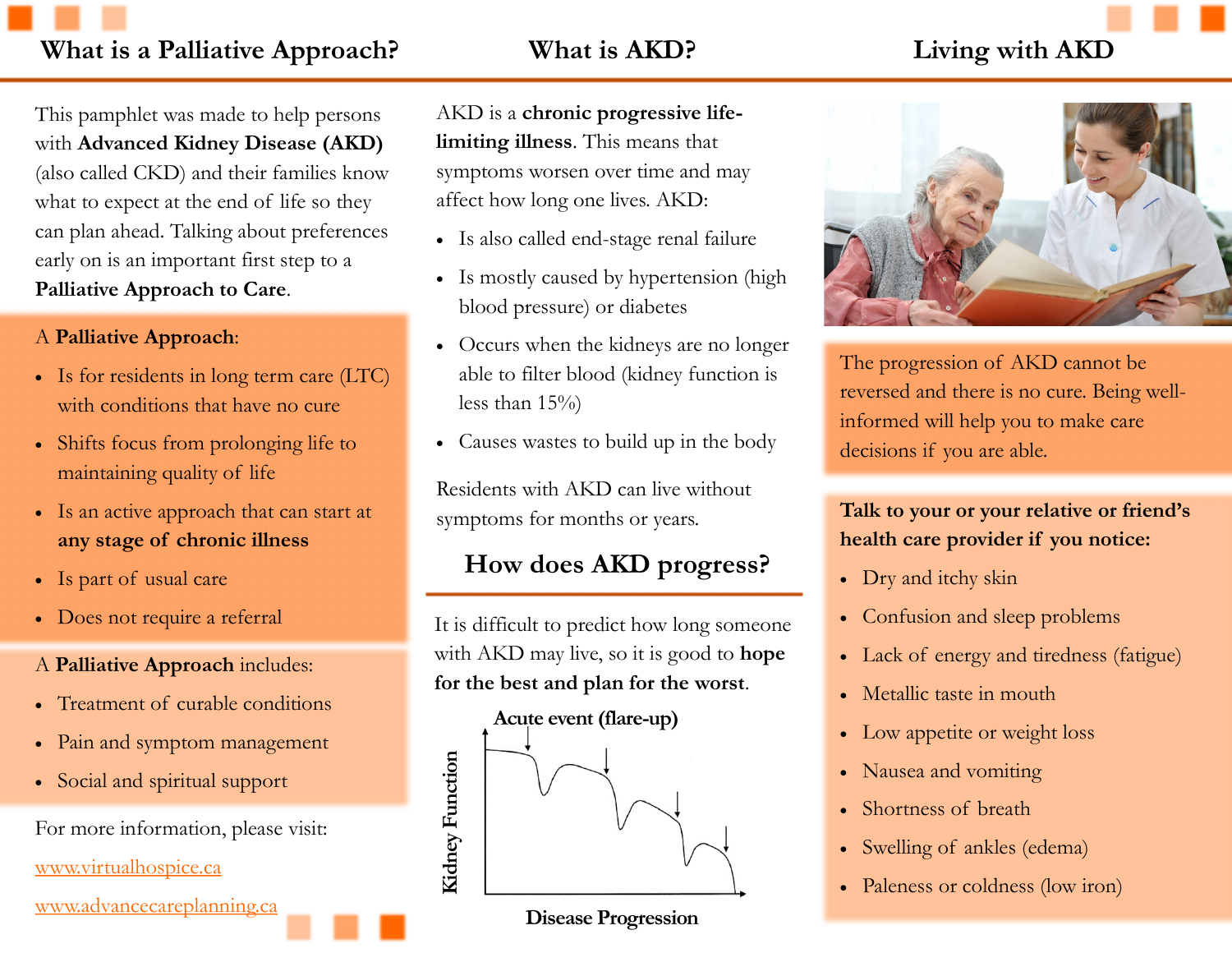## What is a Palliative Approach?

This pamphlet was made to help persons with **Advanced Kidney Disease (AKD)** (also called CKD) and their families know what to expect at the end of life so they can plan ahead. Talking about preferences early on is an important first step to a **Palliative Approach to Care**.

A **Palliative Approach**:

- Is for residents in long term care (LTC) with conditions that have no cure
- Shifts focus from prolonging life to maintaining quality of life
- Is an active approach that can start at **any stage of chronic illness**
- Is part of usual care
- Does not require a referral

A **Palliative Approach** includes:

- Treatment of curable conditions
- Pain and symptom management
- Social and spiritual support

For more information, please visit:

www.virtualhospice.ca

www.advancecareplanning.ca

## What is AKD?

AKD is a **chronic progressive life-limiting illness**. This means that symptoms worsen over time and may affect how long one lives. AKD:

- Is also called end-stage renal failure
- Is mostly caused by hypertension (high blood pressure) or diabetes
- Occurs when the kidneys are no longer able to filter blood (kidney function is less than 15%)
- Causes wastes to build up in the body

Residents with AKD can live without symptoms for months or years.

## How does AKD progress?

It is difficult to predict how long someone with AKD may live, so it is good to **hope for the best and plan for the worst**.

Acute event (flare-up)

Kidney Function

Disease Progression

## Living with AKD

The progression of AKD cannot be reversed and there is no cure. Being well-informed will help you to make care decisions if you are able.

**Talk to your or your relative or friend's health care provider if you notice:**

- Dry and itchy skin
- Confusion and sleep problems
- Lack of energy and tiredness (fatigue)
- Metallic taste in mouth
- Low appetite or weight loss
- Nausea and vomiting
- Shortness of breath
- Swelling of ankles (edema)
- Paleness or coldness (low iron)